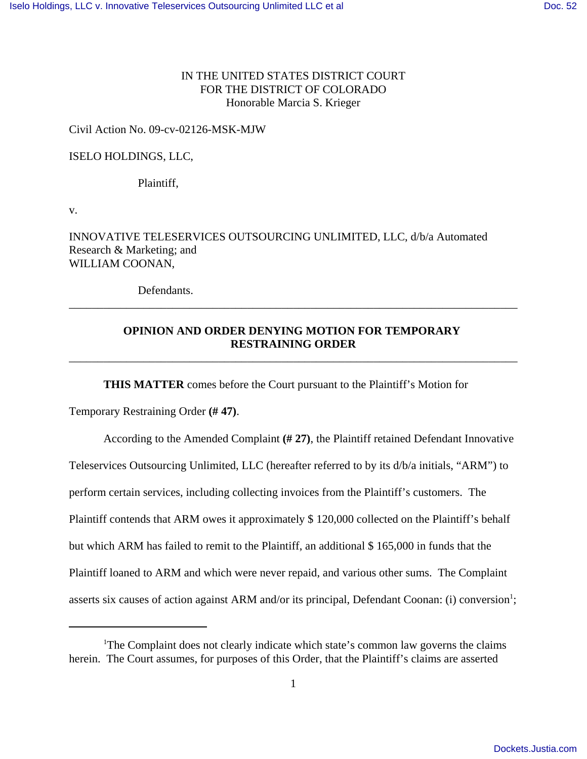IN THE UNITED STATES DISTRICT COURT
FOR THE DISTRICT OF COLORADO
Honorable Marcia S. Krieger

Civil Action No. 09-cv-02126-MSK-MJW

ISELO HOLDINGS, LLC,

Plaintiff,

v.

INNOVATIVE TELESERVICES OUTSOURCING UNLIMITED, LLC, d/b/a Automated Research & Marketing; and
WILLIAM COONAN,

Defendants.

---

**OPINION AND ORDER DENYING MOTION FOR TEMPORARY RESTRAINING ORDER**

---

**THIS MATTER** comes before the Court pursuant to the Plaintiff's Motion for Temporary Restraining Order **(# 47)**.

According to the Amended Complaint **(# 27)**, the Plaintiff retained Defendant Innovative Teleservices Outsourcing Unlimited, LLC (hereafter referred to by its d/b/a initials, "ARM") to perform certain services, including collecting invoices from the Plaintiff's customers. The Plaintiff contends that ARM owes it approximately $ 120,000 collected on the Plaintiff's behalf but which ARM has failed to remit to the Plaintiff, an additional $ 165,000 in funds that the Plaintiff loaned to ARM and which were never repaid, and various other sums. The Complaint asserts six causes of action against ARM and/or its principal, Defendant Coonan: (i) conversion[1];

---

[1]The Complaint does not clearly indicate which state's common law governs the claims herein. The Court assumes, for purposes of this Order, that the Plaintiff's claims are asserted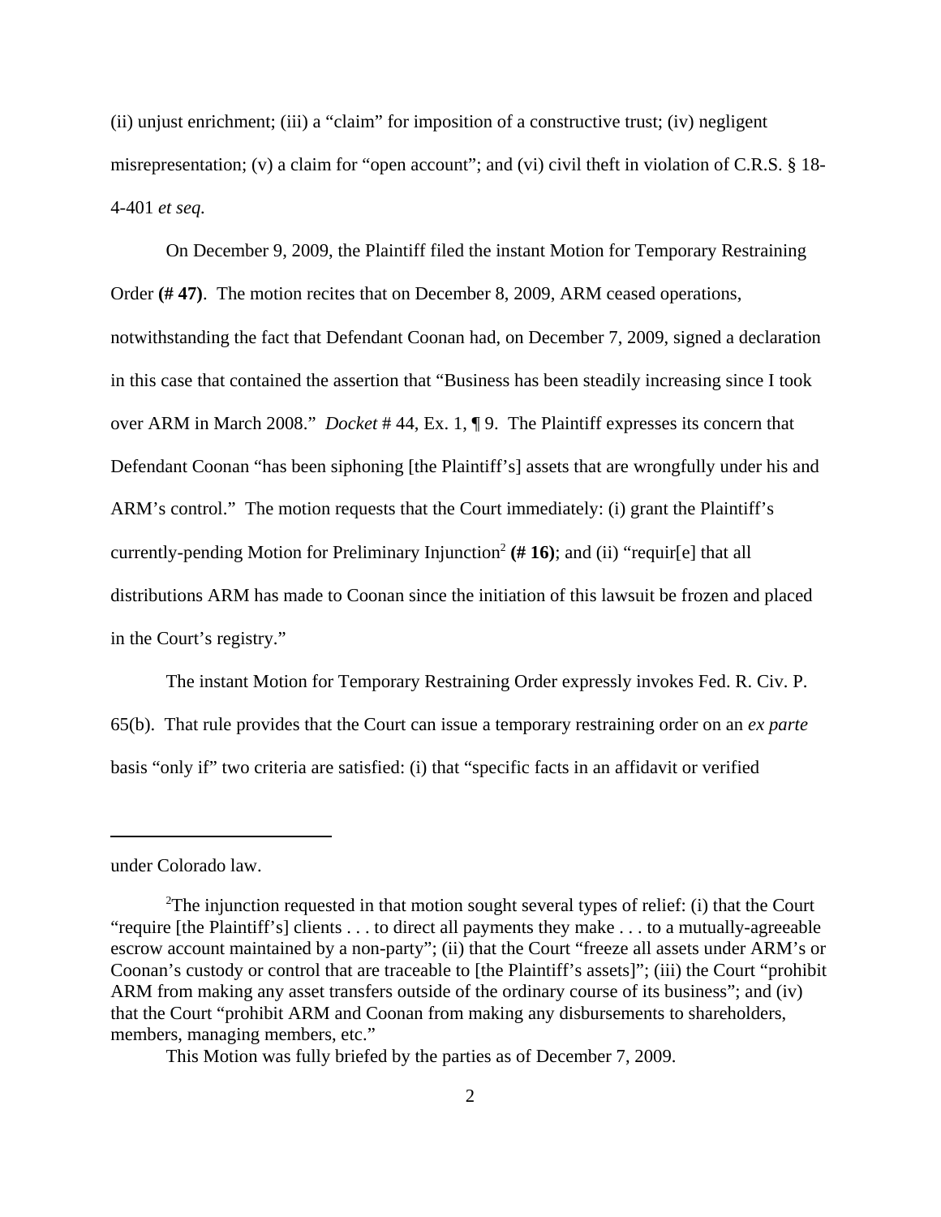(ii) unjust enrichment; (iii) a "claim" for imposition of a constructive trust; (iv) negligent misrepresentation; (v) a claim for "open account"; and (vi) civil theft in violation of C.R.S. § 18-4-401 *et seq.*

On December 9, 2009, the Plaintiff filed the instant Motion for Temporary Restraining Order **(# 47)**. The motion recites that on December 8, 2009, ARM ceased operations, notwithstanding the fact that Defendant Coonan had, on December 7, 2009, signed a declaration in this case that contained the assertion that "Business has been steadily increasing since I took over ARM in March 2008." *Docket* # 44, Ex. 1, ¶ 9. The Plaintiff expresses its concern that Defendant Coonan "has been siphoning [the Plaintiff's] assets that are wrongfully under his and ARM's control." The motion requests that the Court immediately: (i) grant the Plaintiff's currently-pending Motion for Preliminary Injunction[2] **(# 16)**; and (ii) "requir[e] that all distributions ARM has made to Coonan since the initiation of this lawsuit be frozen and placed in the Court's registry."

The instant Motion for Temporary Restraining Order expressly invokes Fed. R. Civ. P. 65(b). That rule provides that the Court can issue a temporary restraining order on an *ex parte* basis "only if" two criteria are satisfied: (i) that "specific facts in an affidavit or verified

---

under Colorado law.

[2]The injunction requested in that motion sought several types of relief: (i) that the Court "require [the Plaintiff's] clients . . . to direct all payments they make . . . to a mutually-agreeable escrow account maintained by a non-party"; (ii) that the Court "freeze all assets under ARM's or Coonan's custody or control that are traceable to [the Plaintiff's assets]"; (iii) the Court "prohibit ARM from making any asset transfers outside of the ordinary course of its business"; and (iv) that the Court "prohibit ARM and Coonan from making any disbursements to shareholders, members, managing members, etc."

This Motion was fully briefed by the parties as of December 7, 2009.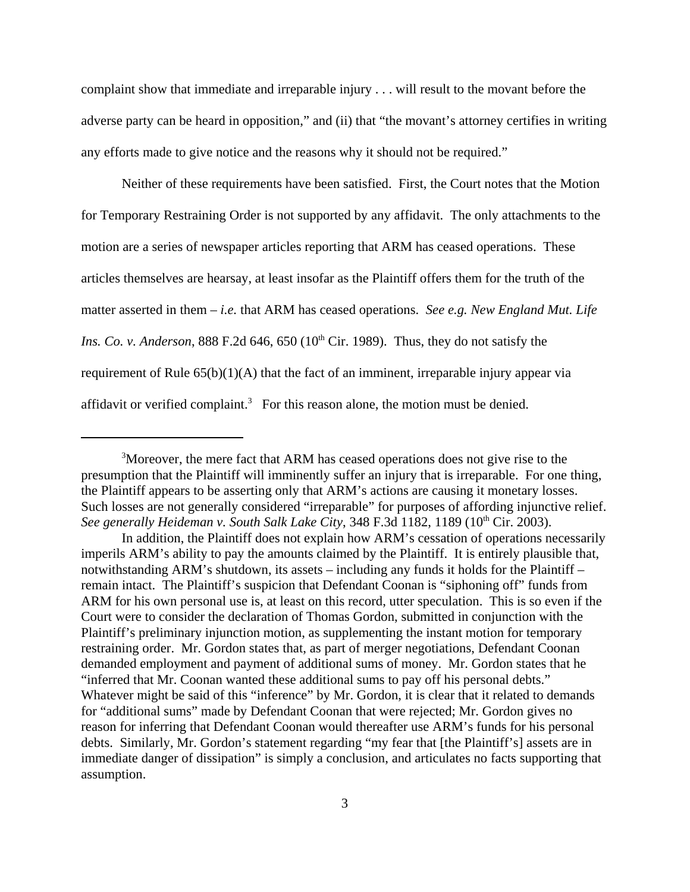complaint show that immediate and irreparable injury . . . will result to the movant before the adverse party can be heard in opposition," and (ii) that "the movant's attorney certifies in writing any efforts made to give notice and the reasons why it should not be required."

Neither of these requirements have been satisfied. First, the Court notes that the Motion for Temporary Restraining Order is not supported by any affidavit. The only attachments to the motion are a series of newspaper articles reporting that ARM has ceased operations. These articles themselves are hearsay, at least insofar as the Plaintiff offers them for the truth of the matter asserted in them – *i.e.* that ARM has ceased operations. *See e.g. New England Mut. Life Ins. Co. v. Anderson*, 888 F.2d 646, 650 (10th Cir. 1989). Thus, they do not satisfy the requirement of Rule 65(b)(1)(A) that the fact of an imminent, irreparable injury appear via affidavit or verified complaint.[3] For this reason alone, the motion must be denied.

---

[3]Moreover, the mere fact that ARM has ceased operations does not give rise to the presumption that the Plaintiff will imminently suffer an injury that is irreparable. For one thing, the Plaintiff appears to be asserting only that ARM's actions are causing it monetary losses. Such losses are not generally considered "irreparable" for purposes of affording injunctive relief. *See generally Heideman v. South Salk Lake City*, 348 F.3d 1182, 1189 (10th Cir. 2003).

In addition, the Plaintiff does not explain how ARM's cessation of operations necessarily imperils ARM's ability to pay the amounts claimed by the Plaintiff. It is entirely plausible that, notwithstanding ARM's shutdown, its assets – including any funds it holds for the Plaintiff – remain intact. The Plaintiff's suspicion that Defendant Coonan is "siphoning off" funds from ARM for his own personal use is, at least on this record, utter speculation. This is so even if the Court were to consider the declaration of Thomas Gordon, submitted in conjunction with the Plaintiff's preliminary injunction motion, as supplementing the instant motion for temporary restraining order. Mr. Gordon states that, as part of merger negotiations, Defendant Coonan demanded employment and payment of additional sums of money. Mr. Gordon states that he "inferred that Mr. Coonan wanted these additional sums to pay off his personal debts." Whatever might be said of this "inference" by Mr. Gordon, it is clear that it related to demands for "additional sums" made by Defendant Coonan that were rejected; Mr. Gordon gives no reason for inferring that Defendant Coonan would thereafter use ARM's funds for his personal debts. Similarly, Mr. Gordon's statement regarding "my fear that [the Plaintiff's] assets are in immediate danger of dissipation" is simply a conclusion, and articulates no facts supporting that assumption.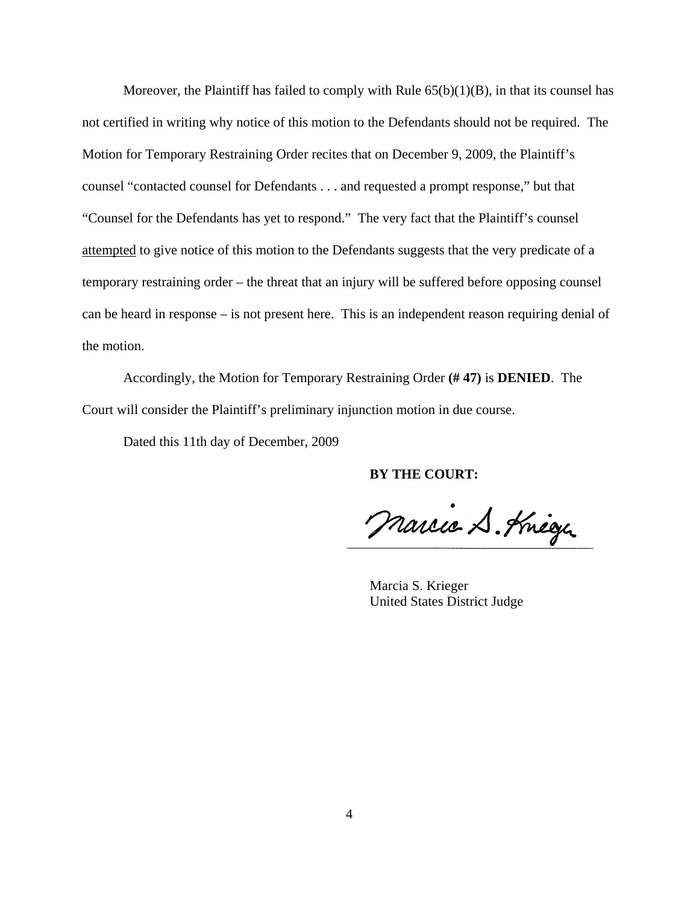Moreover, the Plaintiff has failed to comply with Rule 65(b)(1)(B), in that its counsel has not certified in writing why notice of this motion to the Defendants should not be required. The Motion for Temporary Restraining Order recites that on December 9, 2009, the Plaintiff's counsel "contacted counsel for Defendants . . . and requested a prompt response," but that "Counsel for the Defendants has yet to respond." The very fact that the Plaintiff's counsel <u>attempted</u> to give notice of this motion to the Defendants suggests that the very predicate of a temporary restraining order – the threat that an injury will be suffered before opposing counsel can be heard in response – is not present here. This is an independent reason requiring denial of the motion.

Accordingly, the Motion for Temporary Restraining Order **(# 47)** is **DENIED**. The Court will consider the Plaintiff's preliminary injunction motion in due course.

Dated this 11th day of December, 2009

**BY THE COURT:**

Marcia S. Krieger

Marcia S. Krieger
United States District Judge